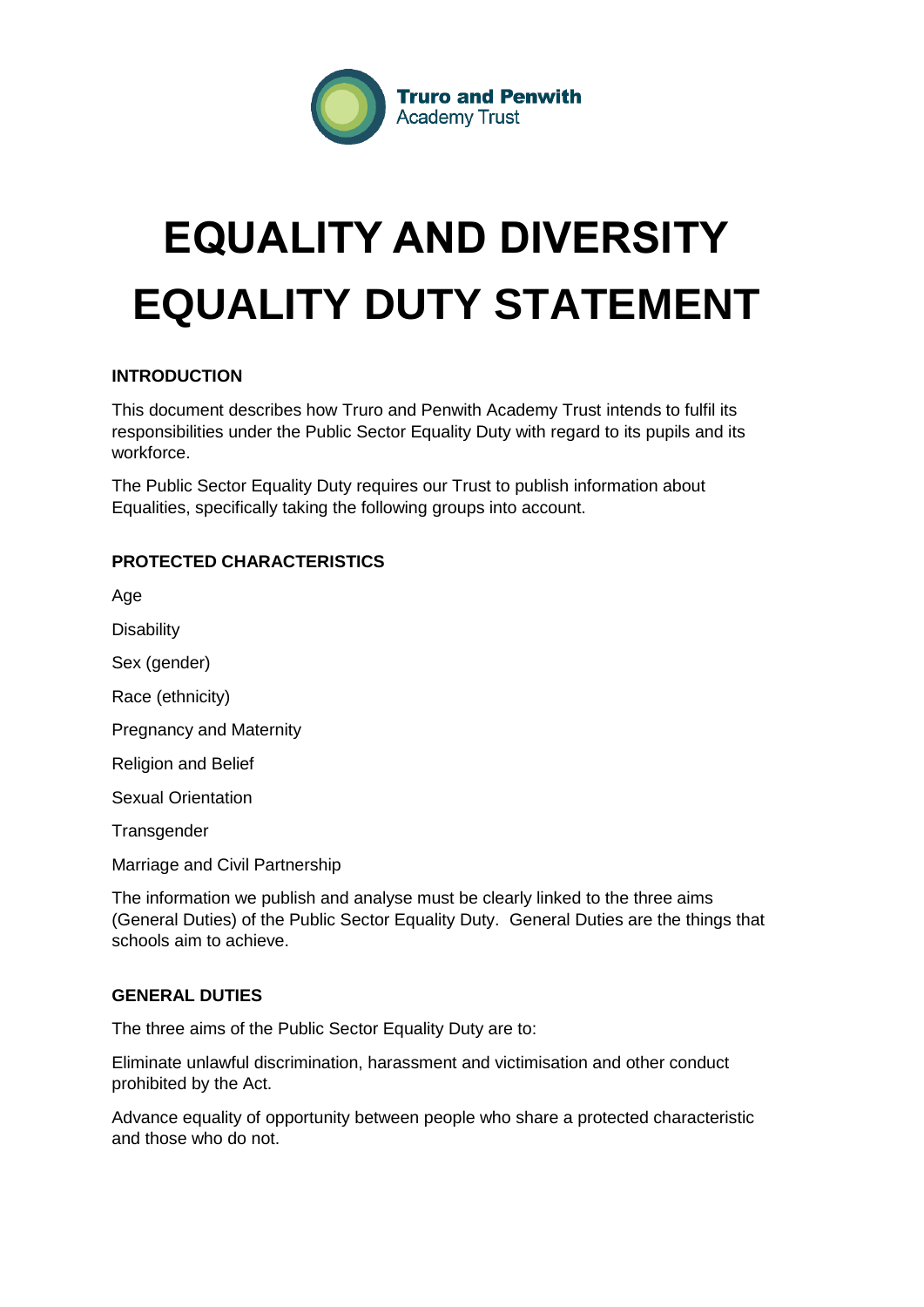Truro and Penwith
Academy Trust

# EQUALITY AND DIVERSITY EQUALITY DUTY STATEMENT

## INTRODUCTION

This document describes how Truro and Penwith Academy Trust intends to fulfil its responsibilities under the Public Sector Equality Duty with regard to its pupils and its workforce.

The Public Sector Equality Duty requires our Trust to publish information about Equalities, specifically taking the following groups into account.

## PROTECTED CHARACTERISTICS

Age

Disability

Sex (gender)

Race (ethnicity)

Pregnancy and Maternity

Religion and Belief

Sexual Orientation

Transgender

Marriage and Civil Partnership

The information we publish and analyse must be clearly linked to the three aims (General Duties) of the Public Sector Equality Duty. General Duties are the things that schools aim to achieve.

## GENERAL DUTIES

The three aims of the Public Sector Equality Duty are to:

Eliminate unlawful discrimination, harassment and victimisation and other conduct prohibited by the Act.

Advance equality of opportunity between people who share a protected characteristic and those who do not.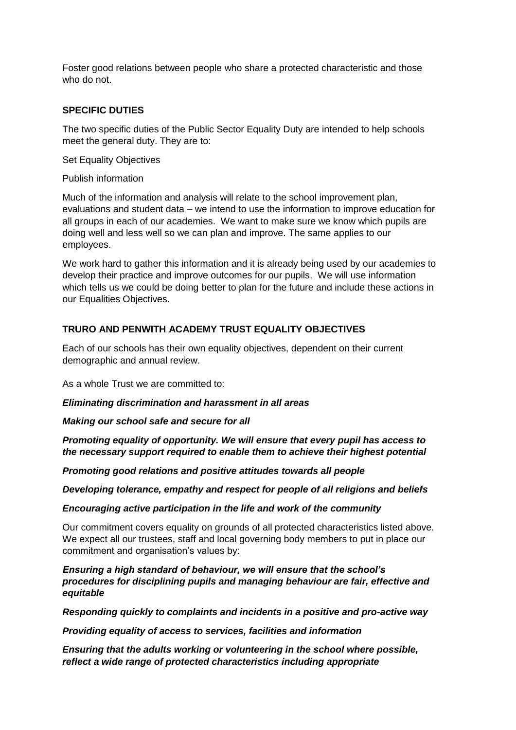Foster good relations between people who share a protected characteristic and those who do not.

**SPECIFIC DUTIES**

The two specific duties of the Public Sector Equality Duty are intended to help schools meet the general duty. They are to:

Set Equality Objectives

Publish information

Much of the information and analysis will relate to the school improvement plan, evaluations and student data – we intend to use the information to improve education for all groups in each of our academies. We want to make sure we know which pupils are doing well and less well so we can plan and improve. The same applies to our employees.

We work hard to gather this information and it is already being used by our academies to develop their practice and improve outcomes for our pupils. We will use information which tells us we could be doing better to plan for the future and include these actions in our Equalities Objectives.

**TRURO AND PENWITH ACADEMY TRUST EQUALITY OBJECTIVES**

Each of our schools has their own equality objectives, dependent on their current demographic and annual review.

As a whole Trust we are committed to:

***Eliminating discrimination and harassment in all areas***

***Making our school safe and secure for all***

***Promoting equality of opportunity. We will ensure that every pupil has access to the necessary support required to enable them to achieve their highest potential***

***Promoting good relations and positive attitudes towards all people***

***Developing tolerance, empathy and respect for people of all religions and beliefs***

***Encouraging active participation in the life and work of the community***

Our commitment covers equality on grounds of all protected characteristics listed above. We expect all our trustees, staff and local governing body members to put in place our commitment and organisation's values by:

***Ensuring a high standard of behaviour, we will ensure that the school's procedures for disciplining pupils and managing behaviour are fair, effective and equitable***

***Responding quickly to complaints and incidents in a positive and pro-active way***

***Providing equality of access to services, facilities and information***

***Ensuring that the adults working or volunteering in the school where possible, reflect a wide range of protected characteristics including appropriate***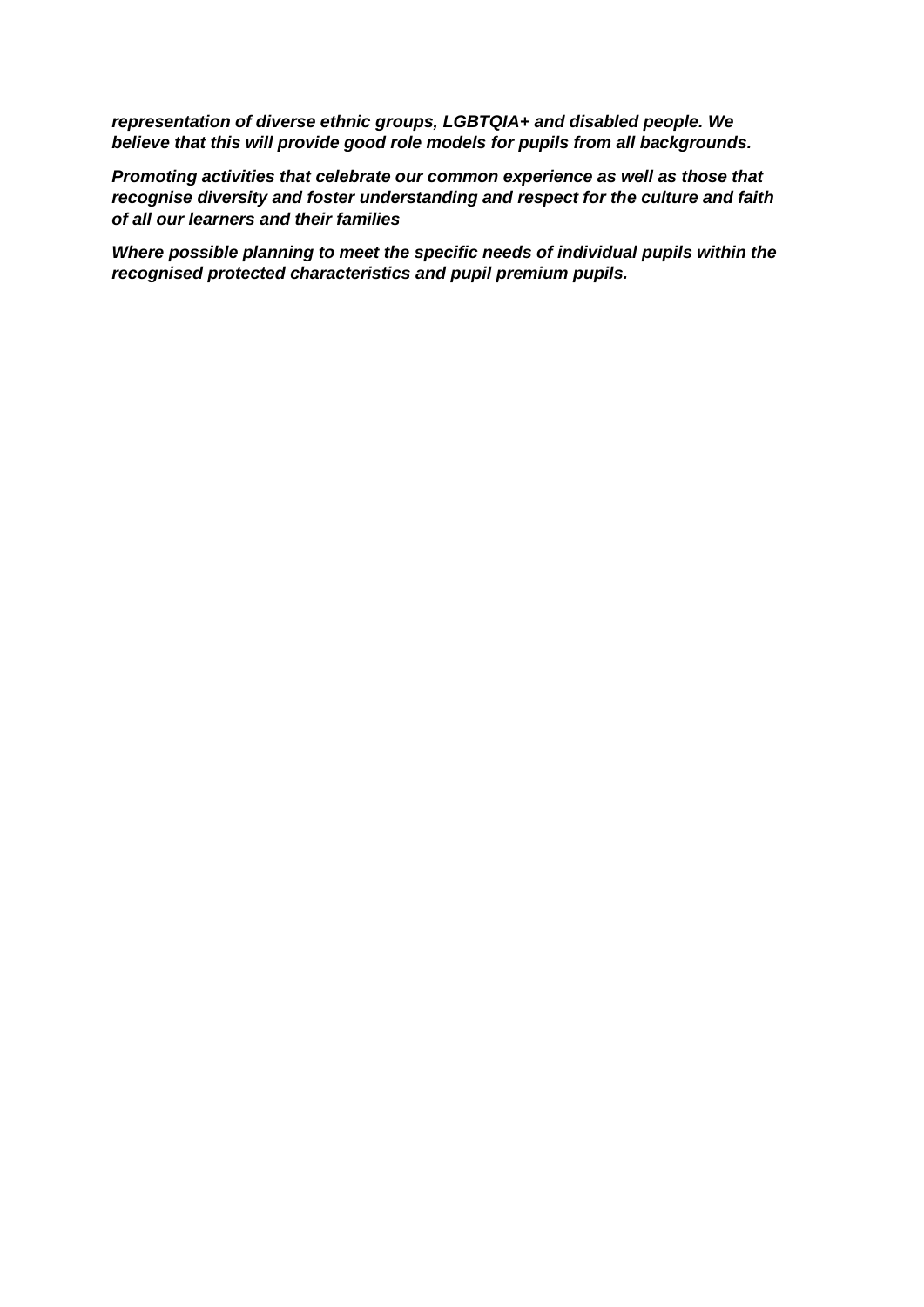***representation of diverse ethnic groups, LGBTQIA+ and disabled people. We believe that this will provide good role models for pupils from all backgrounds.***

***Promoting activities that celebrate our common experience as well as those that recognise diversity and foster understanding and respect for the culture and faith of all our learners and their families***

***Where possible planning to meet the specific needs of individual pupils within the recognised protected characteristics and pupil premium pupils.***